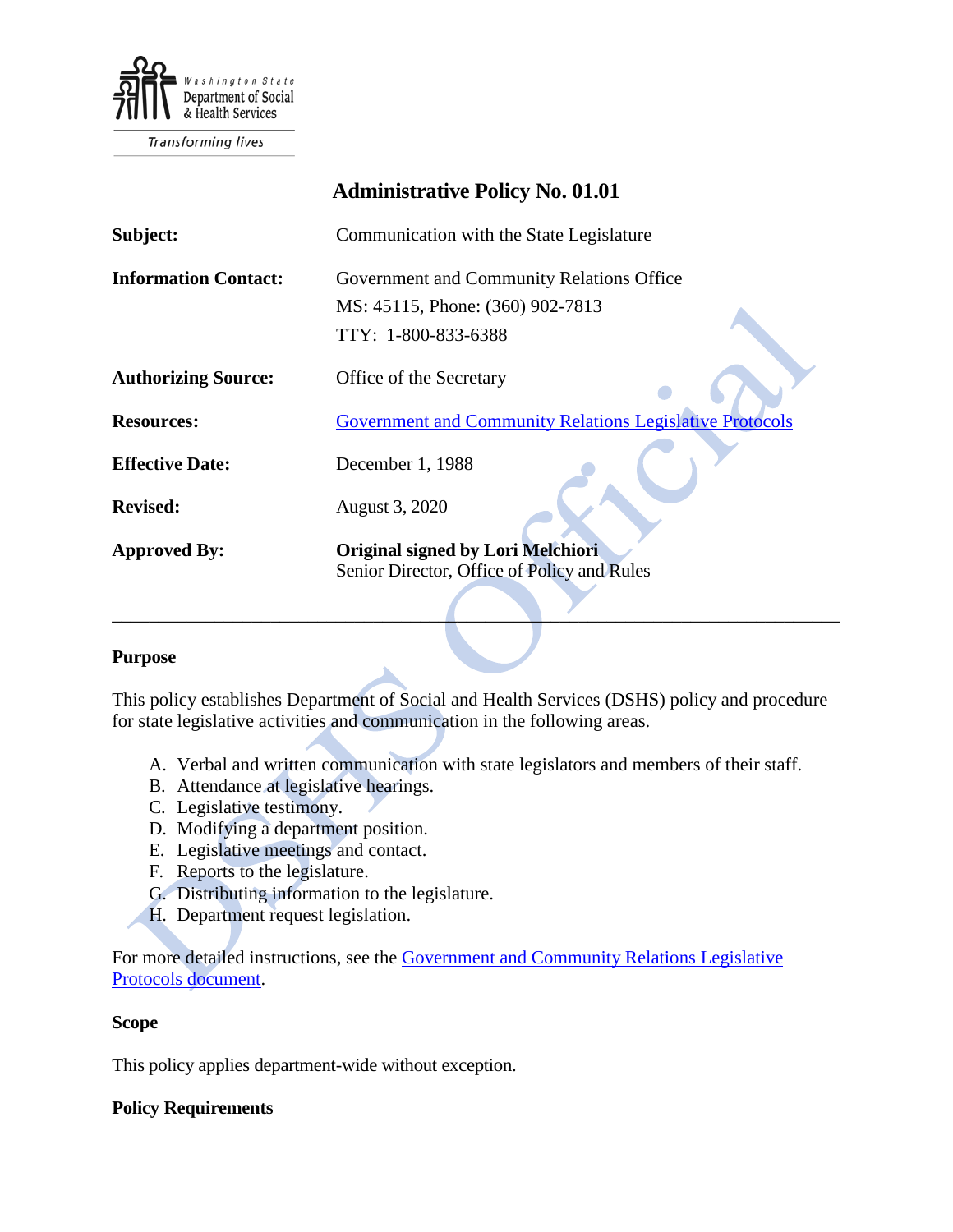Washington State Department of Social & Health Services

Transforming lives

# Administrative Policy No. 01.01

| | |
|---|---|
| **Subject:** | Communication with the State Legislature |
| **Information Contact:** | Government and Community Relations Office<br>MS: 45115, Phone: (360) 902-7813<br>TTY: 1-800-833-6388 |
| **Authorizing Source:** | Office of the Secretary |
| **Resources:** | Government and Community Relations Legislative Protocols |
| **Effective Date:** | December 1, 1988 |
| **Revised:** | August 3, 2020 |
| **Approved By:** | **Original signed by Lori Melchiori**<br>Senior Director, Office of Policy and Rules |

---

### Purpose

This policy establishes Department of Social and Health Services (DSHS) policy and procedure for state legislative activities and communication in the following areas.

A. Verbal and written communication with state legislators and members of their staff.
B. Attendance at legislative hearings.
C. Legislative testimony.
D. Modifying a department position.
E. Legislative meetings and contact.
F. Reports to the legislature.
G. Distributing information to the legislature.
H. Department request legislation.

For more detailed instructions, see the Government and Community Relations Legislative Protocols document.

### Scope

This policy applies department-wide without exception.

### Policy Requirements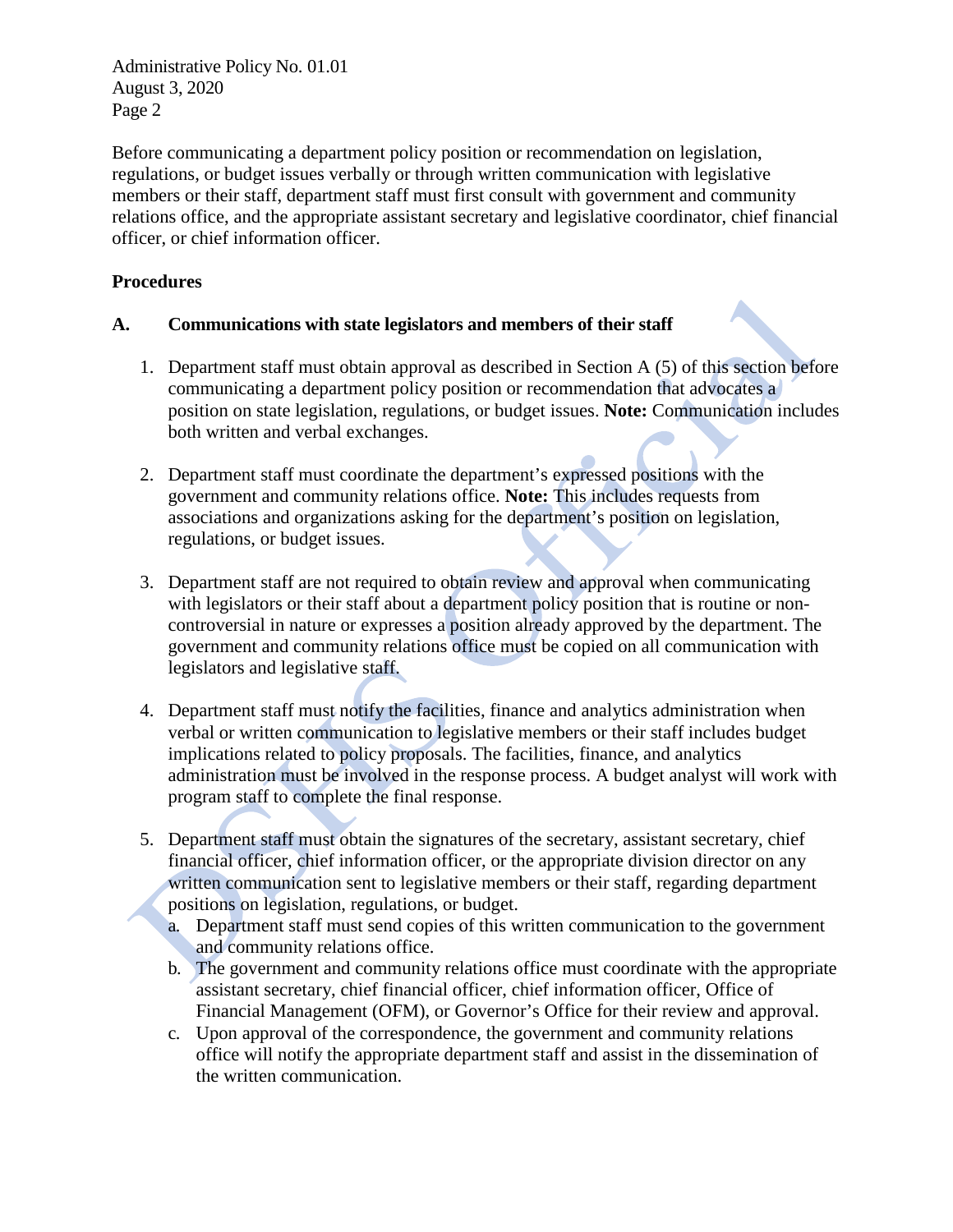Before communicating a department policy position or recommendation on legislation, regulations, or budget issues verbally or through written communication with legislative members or their staff, department staff must first consult with government and community relations office, and the appropriate assistant secretary and legislative coordinator, chief financial officer, or chief information officer.

## Procedures

### A. Communications with state legislators and members of their staff

1. Department staff must obtain approval as described in Section A (5) of this section before communicating a department policy position or recommendation that advocates a position on state legislation, regulations, or budget issues. **Note:** Communication includes both written and verbal exchanges.

2. Department staff must coordinate the department's expressed positions with the government and community relations office. **Note:** This includes requests from associations and organizations asking for the department's position on legislation, regulations, or budget issues.

3. Department staff are not required to obtain review and approval when communicating with legislators or their staff about a department policy position that is routine or non-controversial in nature or expresses a position already approved by the department. The government and community relations office must be copied on all communication with legislators and legislative staff.

4. Department staff must notify the facilities, finance and analytics administration when verbal or written communication to legislative members or their staff includes budget implications related to policy proposals. The facilities, finance, and analytics administration must be involved in the response process. A budget analyst will work with program staff to complete the final response.

5. Department staff must obtain the signatures of the secretary, assistant secretary, chief financial officer, chief information officer, or the appropriate division director on any written communication sent to legislative members or their staff, regarding department positions on legislation, regulations, or budget.
    a. Department staff must send copies of this written communication to the government and community relations office.
    b. The government and community relations office must coordinate with the appropriate assistant secretary, chief financial officer, chief information officer, Office of Financial Management (OFM), or Governor's Office for their review and approval.
    c. Upon approval of the correspondence, the government and community relations office will notify the appropriate department staff and assist in the dissemination of the written communication.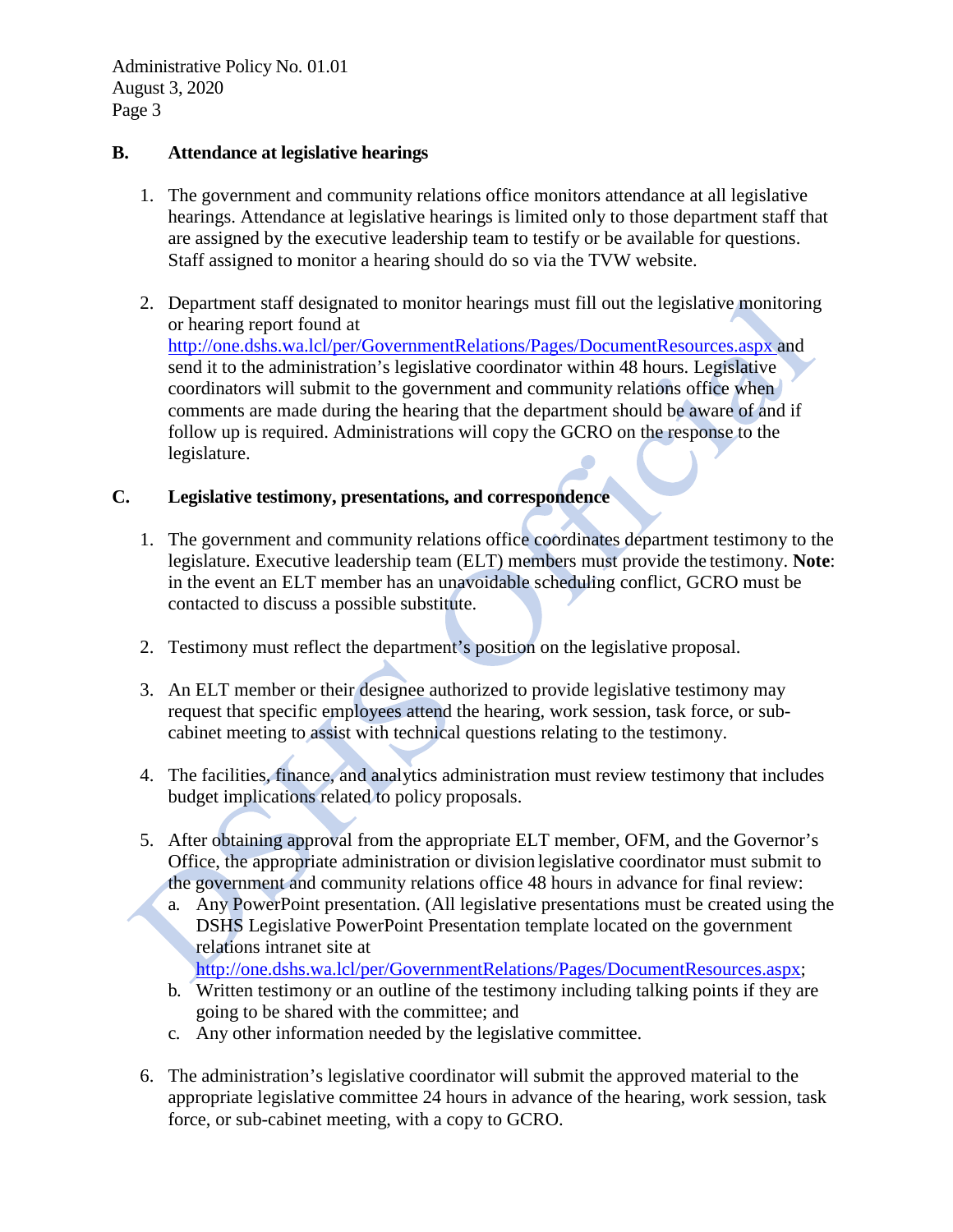## B. Attendance at legislative hearings

1. The government and community relations office monitors attendance at all legislative hearings. Attendance at legislative hearings is limited only to those department staff that are assigned by the executive leadership team to testify or be available for questions. Staff assigned to monitor a hearing should do so via the TVW website.

2. Department staff designated to monitor hearings must fill out the legislative monitoring or hearing report found at http://one.dshs.wa.lcl/per/GovernmentRelations/Pages/DocumentResources.aspx and send it to the administration's legislative coordinator within 48 hours. Legislative coordinators will submit to the government and community relations office when comments are made during the hearing that the department should be aware of and if follow up is required. Administrations will copy the GCRO on the response to the legislature.

## C. Legislative testimony, presentations, and correspondence

1. The government and community relations office coordinates department testimony to the legislature. Executive leadership team (ELT) members must provide the testimony. **Note**: in the event an ELT member has an unavoidable scheduling conflict, GCRO must be contacted to discuss a possible substitute.

2. Testimony must reflect the department's position on the legislative proposal.

3. An ELT member or their designee authorized to provide legislative testimony may request that specific employees attend the hearing, work session, task force, or sub-cabinet meeting to assist with technical questions relating to the testimony.

4. The facilities, finance, and analytics administration must review testimony that includes budget implications related to policy proposals.

5. After obtaining approval from the appropriate ELT member, OFM, and the Governor's Office, the appropriate administration or division legislative coordinator must submit to the government and community relations office 48 hours in advance for final review:
   a. Any PowerPoint presentation. (All legislative presentations must be created using the DSHS Legislative PowerPoint Presentation template located on the government relations intranet site at http://one.dshs.wa.lcl/per/GovernmentRelations/Pages/DocumentResources.aspx;
   b. Written testimony or an outline of the testimony including talking points if they are going to be shared with the committee; and
   c. Any other information needed by the legislative committee.

6. The administration's legislative coordinator will submit the approved material to the appropriate legislative committee 24 hours in advance of the hearing, work session, task force, or sub-cabinet meeting, with a copy to GCRO.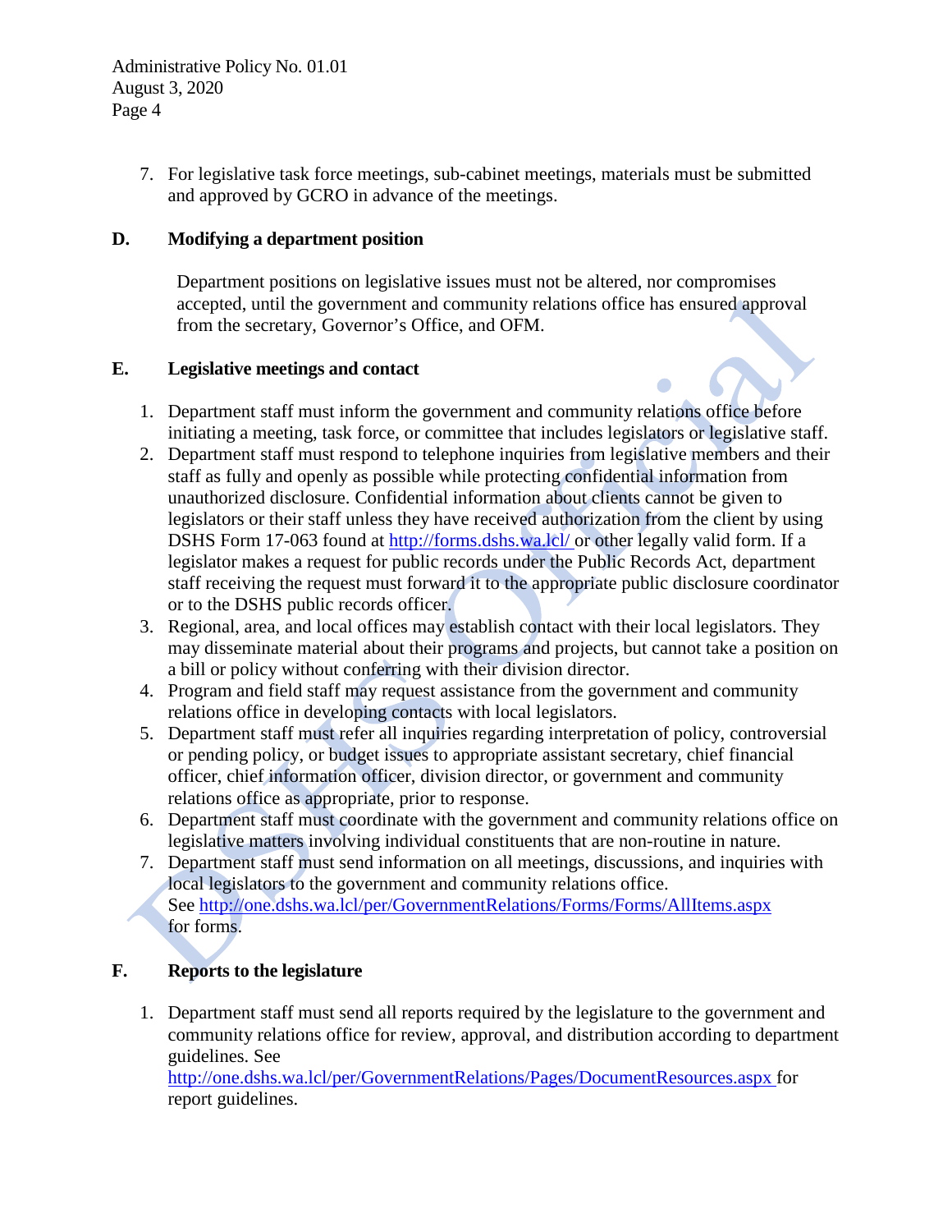7. For legislative task force meetings, sub-cabinet meetings, materials must be submitted and approved by GCRO in advance of the meetings.

**D. Modifying a department position**

Department positions on legislative issues must not be altered, nor compromises accepted, until the government and community relations office has ensured approval from the secretary, Governor's Office, and OFM.

**E. Legislative meetings and contact**

1. Department staff must inform the government and community relations office before initiating a meeting, task force, or committee that includes legislators or legislative staff.
2. Department staff must respond to telephone inquiries from legislative members and their staff as fully and openly as possible while protecting confidential information from unauthorized disclosure. Confidential information about clients cannot be given to legislators or their staff unless they have received authorization from the client by using DSHS Form 17-063 found at http://forms.dshs.wa.lcl/ or other legally valid form. If a legislator makes a request for public records under the Public Records Act, department staff receiving the request must forward it to the appropriate public disclosure coordinator or to the DSHS public records officer.
3. Regional, area, and local offices may establish contact with their local legislators. They may disseminate material about their programs and projects, but cannot take a position on a bill or policy without conferring with their division director.
4. Program and field staff may request assistance from the government and community relations office in developing contacts with local legislators.
5. Department staff must refer all inquiries regarding interpretation of policy, controversial or pending policy, or budget issues to appropriate assistant secretary, chief financial officer, chief information officer, division director, or government and community relations office as appropriate, prior to response.
6. Department staff must coordinate with the government and community relations office on legislative matters involving individual constituents that are non-routine in nature.
7. Department staff must send information on all meetings, discussions, and inquiries with local legislators to the government and community relations office. See http://one.dshs.wa.lcl/per/GovernmentRelations/Forms/Forms/AllItems.aspx for forms.

**F. Reports to the legislature**

1. Department staff must send all reports required by the legislature to the government and community relations office for review, approval, and distribution according to department guidelines. See http://one.dshs.wa.lcl/per/GovernmentRelations/Pages/DocumentResources.aspx for report guidelines.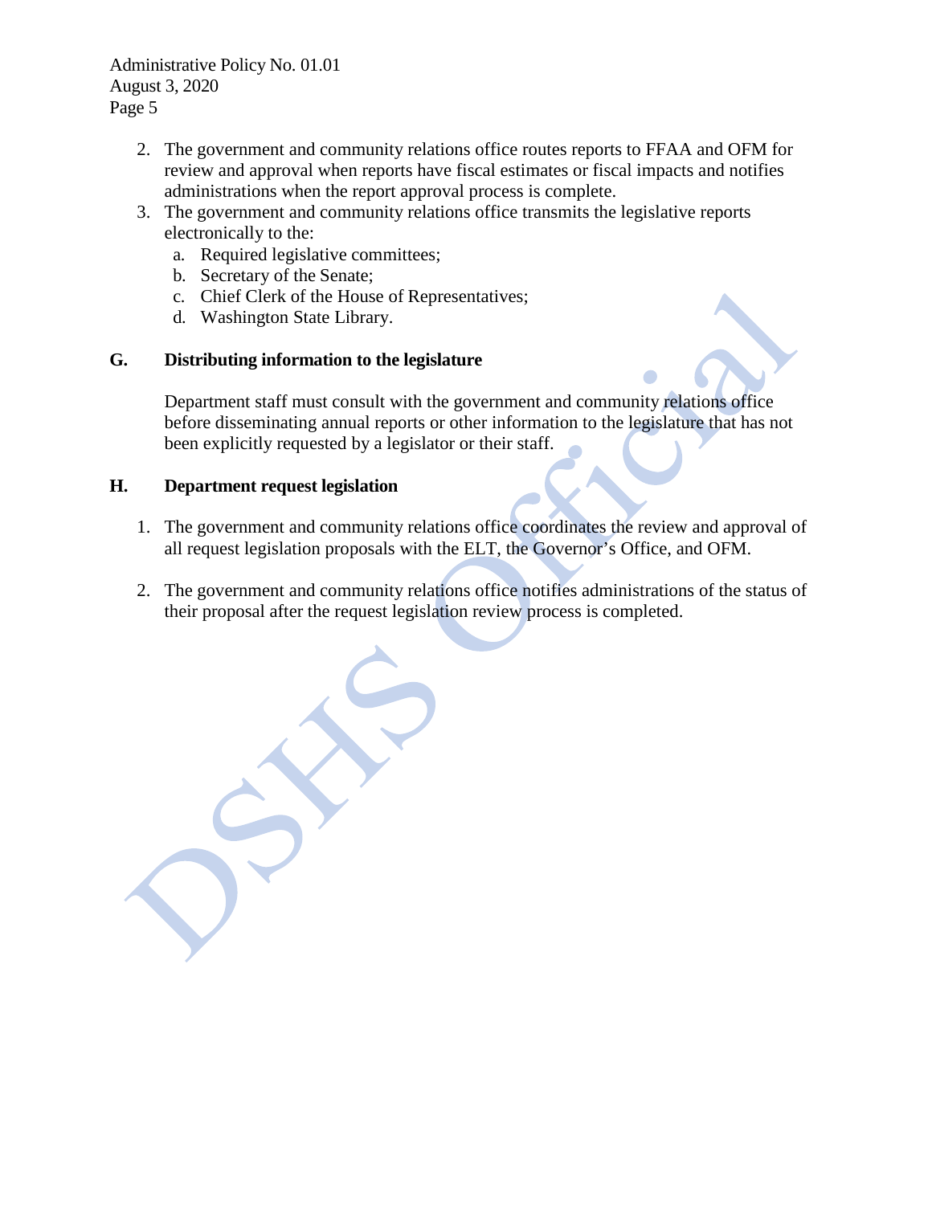2. The government and community relations office routes reports to FFAA and OFM for review and approval when reports have fiscal estimates or fiscal impacts and notifies administrations when the report approval process is complete.
3. The government and community relations office transmits the legislative reports electronically to the:
   a. Required legislative committees;
   b. Secretary of the Senate;
   c. Chief Clerk of the House of Representatives;
   d. Washington State Library.

**G. Distributing information to the legislature**

Department staff must consult with the government and community relations office before disseminating annual reports or other information to the legislature that has not been explicitly requested by a legislator or their staff.

**H. Department request legislation**

1. The government and community relations office coordinates the review and approval of all request legislation proposals with the ELT, the Governor's Office, and OFM.

2. The government and community relations office notifies administrations of the status of their proposal after the request legislation review process is completed.